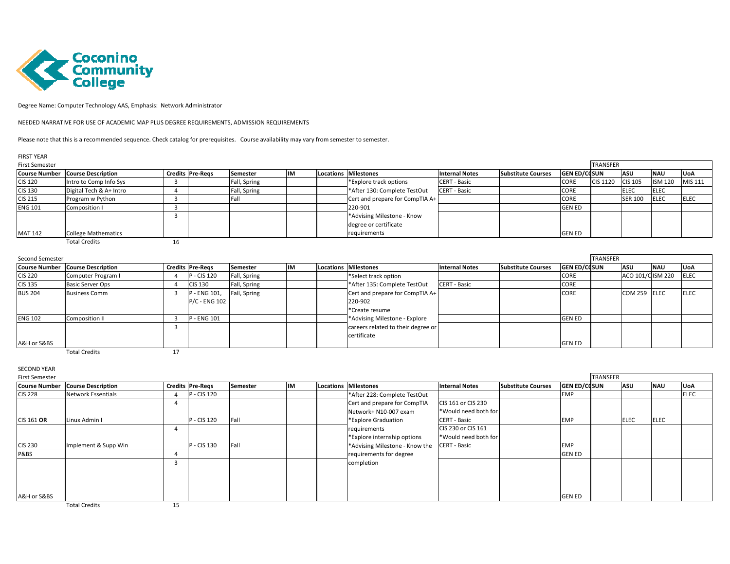Coconino Community College

Degree Name: Computer Technology AAS, Emphasis: Network Administrator

NEEDED NARRATIVE FOR USE OF ACADEMIC MAP PLUS DEGREE REQUIREMENTS, ADMISSION REQUIREMENTS

Please note that this is a recommended sequence. Check catalog for prerequisites. Course availability may vary from semester to semester.

FIRST YEAR

First Semester

| Course Number | Course Description | Credits | Pre-Reqs | Semester | IM | Locations | Milestones | Internal Notes | Substitute Courses | GEN ED/CORE | TRANSFER NAU | ASU | NAU | UoA |
|---|---|---|---|---|---|---|---|---|---|---|---|---|---|---|
| CIS 120 | Intro to Comp Info Sys | 3 | | Fall, Spring | | | *Explore track options | CERT - Basic | | CORE | CIS 1120 | CIS 105 | ISM 120 | MIS 111 |
| CIS 130 | Digital Tech & A+ Intro | 4 | | Fall, Spring | | | *After 130: Complete TestOut | CERT - Basic | | CORE | | ELEC | ELEC | |
| CIS 215 | Program w Python | 3 | | Fall | | | Cert and prepare for CompTIA A+ | | | CORE | | SER 100 | ELEC | ELEC |
| ENG 101 | Composition I | 3 | | | | | 220-901 | | | GEN ED | | | | |
| MAT 142 | College Mathematics | 3 | | | | | *Advising Milestone - Know degree or certificate requirements | | | GEN ED | | | | |
| | Total Credits | 16 | | | | | | | | | | | | |

Second Semester

| Course Number | Course Description | Credits | Pre-Reqs | Semester | IM | Locations | Milestones | Internal Notes | Substitute Courses | GEN ED/CORE | TRANSFER NAU | ASU | NAU | UoA |
|---|---|---|---|---|---|---|---|---|---|---|---|---|---|---|
| CIS 220 | Computer Program I | 4 | P - CIS 120 | Fall, Spring | | | *Select track option | | | CORE | | ACO 101/CIS 220 | ISM 220 | ELEC |
| CIS 135 | Basic Server Ops | 4 | CIS 130 | Fall, Spring | | | *After 135: Complete TestOut | CERT - Basic | | CORE | | | | |
| BUS 204 | Business Comm | 3 | P - ENG 101, P/C - ENG 102 | Fall, Spring | | | Cert and prepare for CompTIA A+ 220-902 *Create resume | | | CORE | | COM 259 | ELEC | ELEC |
| ENG 102 | Composition II | 3 | P - ENG 101 | | | | *Advising Milestone - Explore | | | GEN ED | | | | |
| A&H or S&BS | | 3 | | | | | careers related to their degree or certificate | | | GEN ED | | | | |
| | Total Credits | 17 | | | | | | | | | | | | |

SECOND YEAR

First Semester

| Course Number | Course Description | Credits | Pre-Reqs | Semester | IM | Locations | Milestones | Internal Notes | Substitute Courses | GEN ED/CORE | TRANSFER NAU | ASU | NAU | UoA |
|---|---|---|---|---|---|---|---|---|---|---|---|---|---|---|
| CIS 228 | Network Essentials | 4 | P - CIS 120 | | | | *After 228: Complete TestOut | | | EMP | | | | ELEC |
| CIS 161 **OR** | Linux Admin I | 4 | P - CIS 120 | Fall | | | Cert and prepare for CompTIA Network+ N10-007 exam *Explore Graduation | CIS 161 or CIS 230 *Would need both for CERT - Basic | | EMP | | ELEC | ELEC | |
| CIS 230 | Implement & Supp Win | 4 | P - CIS 130 | Fall | | | requirements *Explore internship options *Advising Milestone - Know the | CIS 230 or CIS 161 *Would need both for CERT - Basic | | EMP | | | | |
| P&BS | | 4 | | | | | requirements for degree | | | GEN ED | | | | |
| A&H or S&BS | | 3 | | | | | completion | | | GEN ED | | | | |
| | Total Credits | 15 | | | | | | | | | | | | |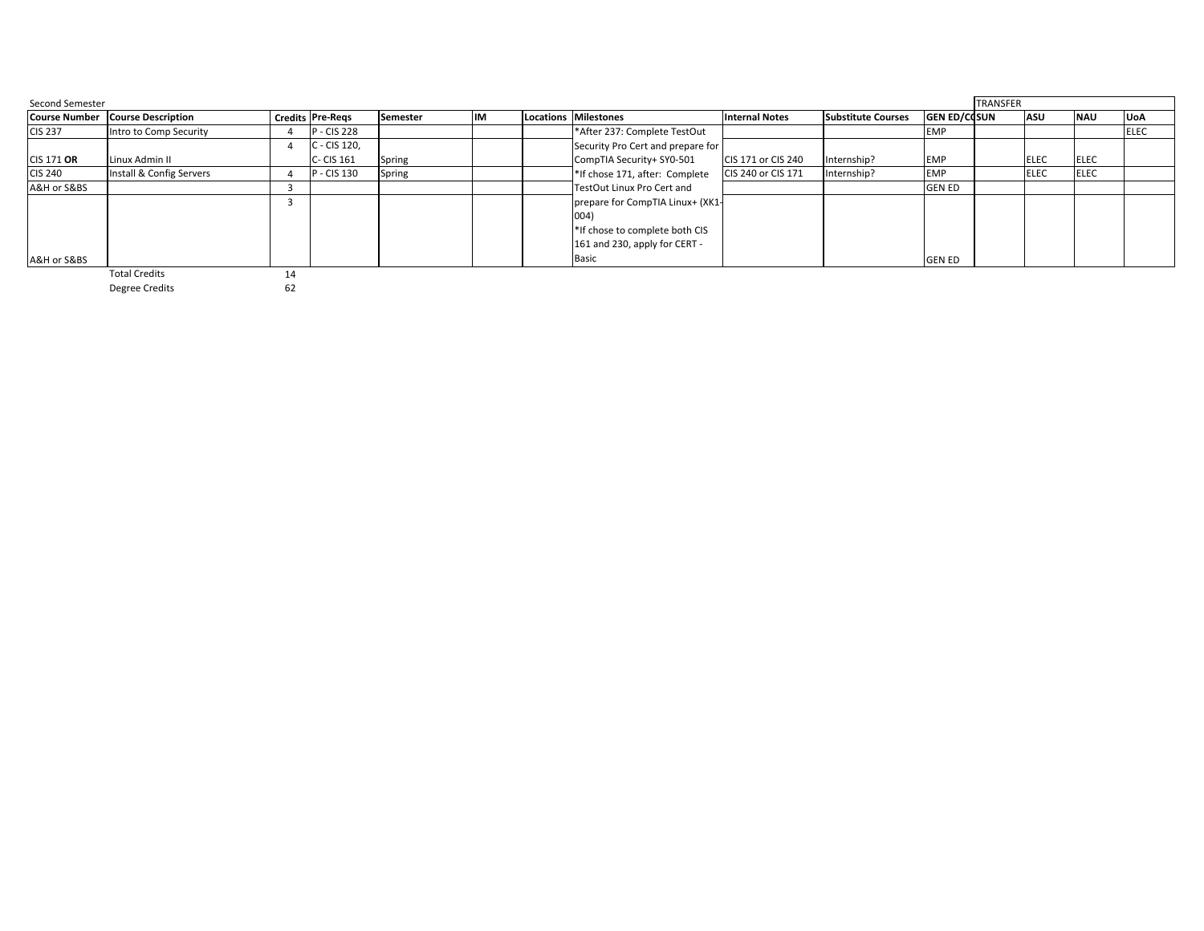| Second Semester | | | | | | | | | | | | TRANSFER | | | |
|---|---|---|---|---|---|---|---|---|---|---|---|---|---|---|---|
| **Course Number** | **Course Description** | **Credits** | **Pre-Reqs** | **Semester** | **IM** | **Locations** | **Milestones** | **Internal Notes** | **Substitute Courses** | **GEN ED/CC** | **SUN** | **ASU** | **NAU** | **UoA** | |
| CIS 237 | Intro to Comp Security | 4 | P - CIS 228 | | | | *After 237: Complete TestOut Security Pro Cert and prepare for CompTIA Security+ SY0-501 *If chose 171, after: Complete TestOut Linux Pro Cert and prepare for CompTIA Linux+ (XK1-004) *If chose to complete both CIS 161 and 230, apply for CERT - Basic | | | EMP | | | | ELEC | |
| CIS 171 **OR** | Linux Admin II | 4 | C - CIS 120, C- CIS 161 | Spring | | | | CIS 171 or CIS 240 | Internship? | EMP | | ELEC | ELEC | | |
| CIS 240 | Install & Config Servers | 4 | P - CIS 130 | Spring | | | | CIS 240 or CIS 171 | Internship? | EMP | | ELEC | ELEC | | |
| A&H or S&BS | | 3 | | | | | | | | GEN ED | | | | | |
| A&H or S&BS | | 3 | | | | | | | | GEN ED | | | | | |
| | Total Credits | 14 | | | | | | | | | | | | | |
| | Degree Credits | 62 | | | | | | | | | | | | | |